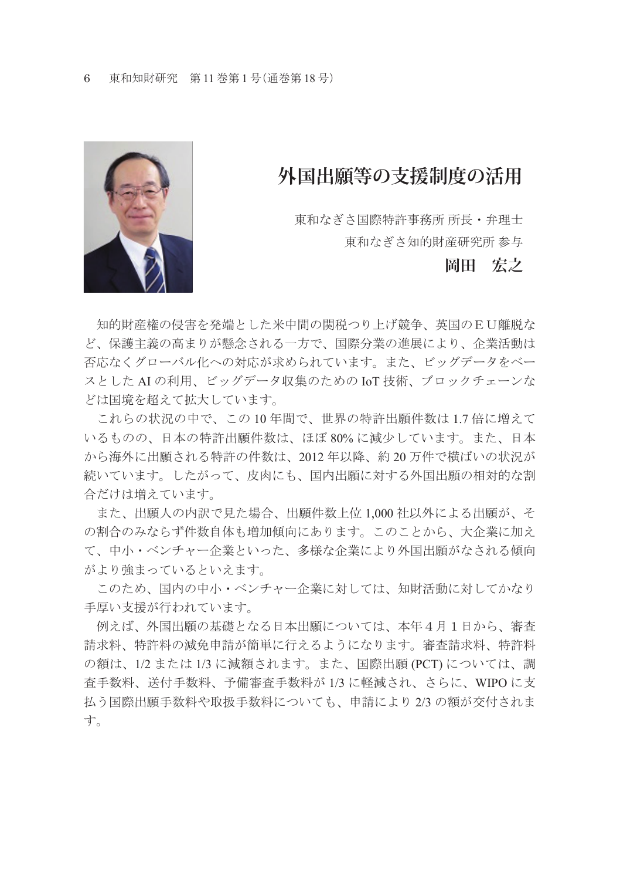# 外国出願等の支援制度の活用

東和なぎさ国際特許事務所 所長・弁理士
東和なぎさ知的財産研究所 参与

**岡田　宏之**

知的財産権の侵害を発端とした米中間の関税つり上げ競争、英国のＥＵ離脱など、保護主義の高まりが懸念される一方で、国際分業の進展により、企業活動は否応なくグローバル化への対応が求められています。また、ビッグデータをベースとした AI の利用、ビッグデータ収集のための IoT 技術、ブロックチェーンなどは国境を超えて拡大しています。

これらの状況の中で、この 10 年間で、世界の特許出願件数は 1.7 倍に増えているものの、日本の特許出願件数は、ほぼ 80% に減少しています。また、日本から海外に出願される特許の件数は、2012 年以降、約 20 万件で横ばいの状況が続いています。したがって、皮肉にも、国内出願に対する外国出願の相対的な割合だけは増えています。

また、出願人の内訳で見た場合、出願件数上位 1,000 社以外による出願が、その割合のみならず件数自体も増加傾向にあります。このことから、大企業に加えて、中小・ベンチャー企業といった、多様な企業により外国出願がなされる傾向がより強まっているといえます。

このため、国内の中小・ベンチャー企業に対しては、知財活動に対してかなり手厚い支援が行われています。

例えば、外国出願の基礎となる日本出願については、本年４月１日から、審査請求料、特許料の減免申請が簡単に行えるようになります。審査請求料、特許料の額は、1/2 または 1/3 に減額されます。また、国際出願 (PCT) については、調査手数料、送付手数料、予備審査手数料が 1/3 に軽減され、さらに、WIPO に支払う国際出願手数料や取扱手数料についても、申請により 2/3 の額が交付されます。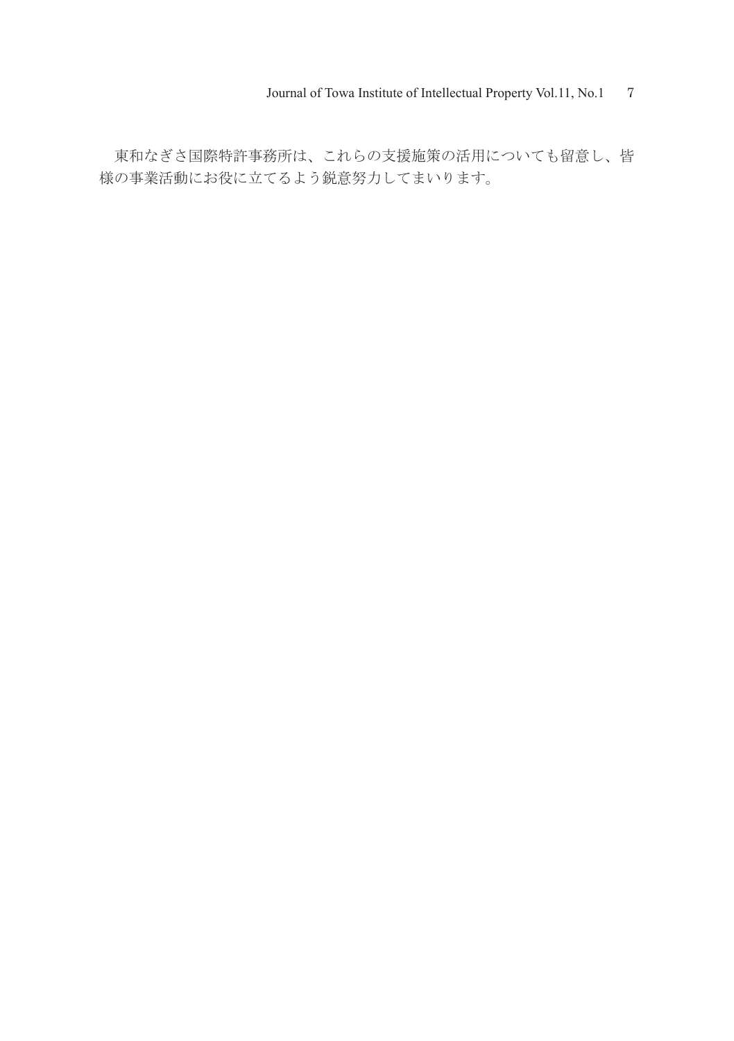東和なぎさ国際特許事務所は、これらの支援施策の活用についても留意し、皆様の事業活動にお役に立てるよう鋭意努力してまいります。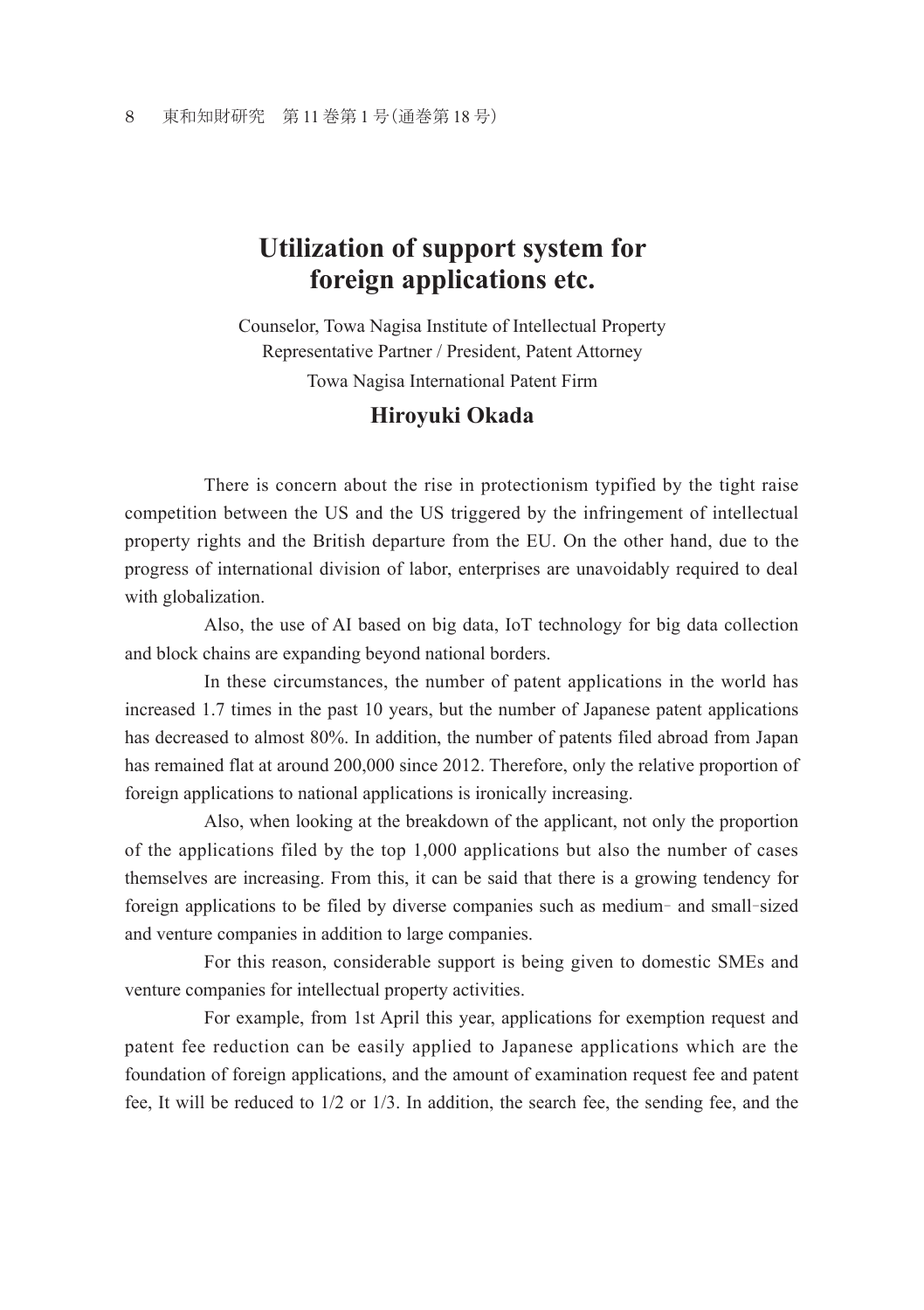# Utilization of support system for foreign applications etc.

Counselor, Towa Nagisa Institute of Intellectual Property
Representative Partner / President, Patent Attorney
Towa Nagisa International Patent Firm

**Hiroyuki Okada**

There is concern about the rise in protectionism typified by the tight raise competition between the US and the US triggered by the infringement of intellectual property rights and the British departure from the EU. On the other hand, due to the progress of international division of labor, enterprises are unavoidably required to deal with globalization.

Also, the use of AI based on big data, IoT technology for big data collection and block chains are expanding beyond national borders.

In these circumstances, the number of patent applications in the world has increased 1.7 times in the past 10 years, but the number of Japanese patent applications has decreased to almost 80%. In addition, the number of patents filed abroad from Japan has remained flat at around 200,000 since 2012. Therefore, only the relative proportion of foreign applications to national applications is ironically increasing.

Also, when looking at the breakdown of the applicant, not only the proportion of the applications filed by the top 1,000 applications but also the number of cases themselves are increasing. From this, it can be said that there is a growing tendency for foreign applications to be filed by diverse companies such as medium- and small-sized and venture companies in addition to large companies.

For this reason, considerable support is being given to domestic SMEs and venture companies for intellectual property activities.

For example, from 1st April this year, applications for exemption request and patent fee reduction can be easily applied to Japanese applications which are the foundation of foreign applications, and the amount of examination request fee and patent fee, It will be reduced to 1/2 or 1/3. In addition, the search fee, the sending fee, and the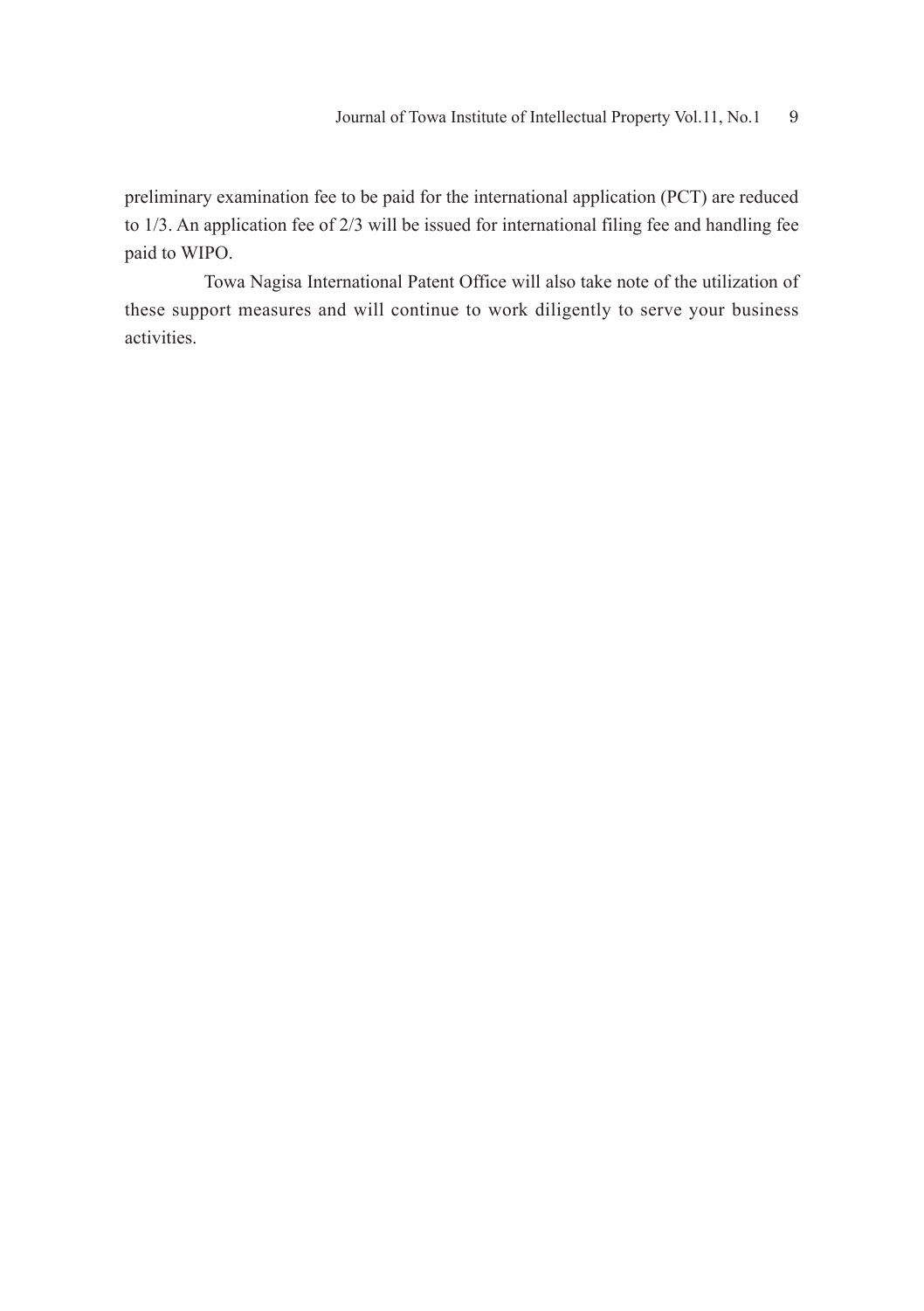preliminary examination fee to be paid for the international application (PCT) are reduced to 1/3. An application fee of 2/3 will be issued for international filing fee and handling fee paid to WIPO.

Towa Nagisa International Patent Office will also take note of the utilization of these support measures and will continue to work diligently to serve your business activities.